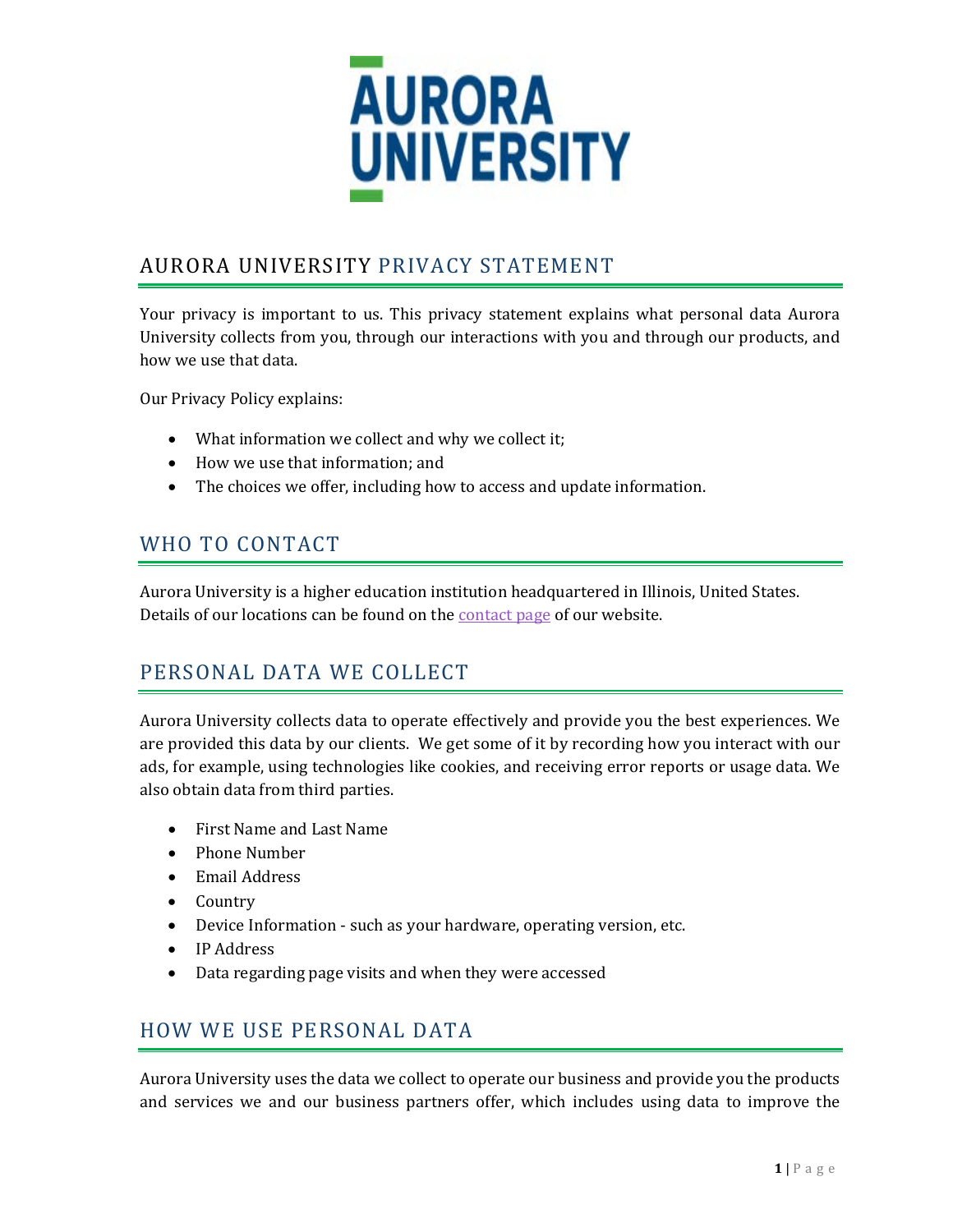# AURORA UNIVERSITY PRIVACY STATEMENT

Your privacy is important to us. This privacy statement explains what personal data Aurora University collects from you, through our interactions with you and through our products, and how we use that data.

Our Privacy Policy explains:

- What information we collect and why we collect it;
- How we use that information; and
- The choices we offer, including how to access and update information.

## WHO TO CONTACT

Aurora University is a higher education institution headquartered in Illinois, United States. Details of our locations can be found on the contact page of our website.

## PERSONAL DATA WE COLLECT

Aurora University collects data to operate effectively and provide you the best experiences. We are provided this data by our clients. We get some of it by recording how you interact with our ads, for example, using technologies like cookies, and receiving error reports or usage data. We also obtain data from third parties.

- First Name and Last Name
- Phone Number
- Email Address
- Country
- Device Information - such as your hardware, operating version, etc.
- IP Address
- Data regarding page visits and when they were accessed

## HOW WE USE PERSONAL DATA

Aurora University uses the data we collect to operate our business and provide you the products and services we and our business partners offer, which includes using data to improve the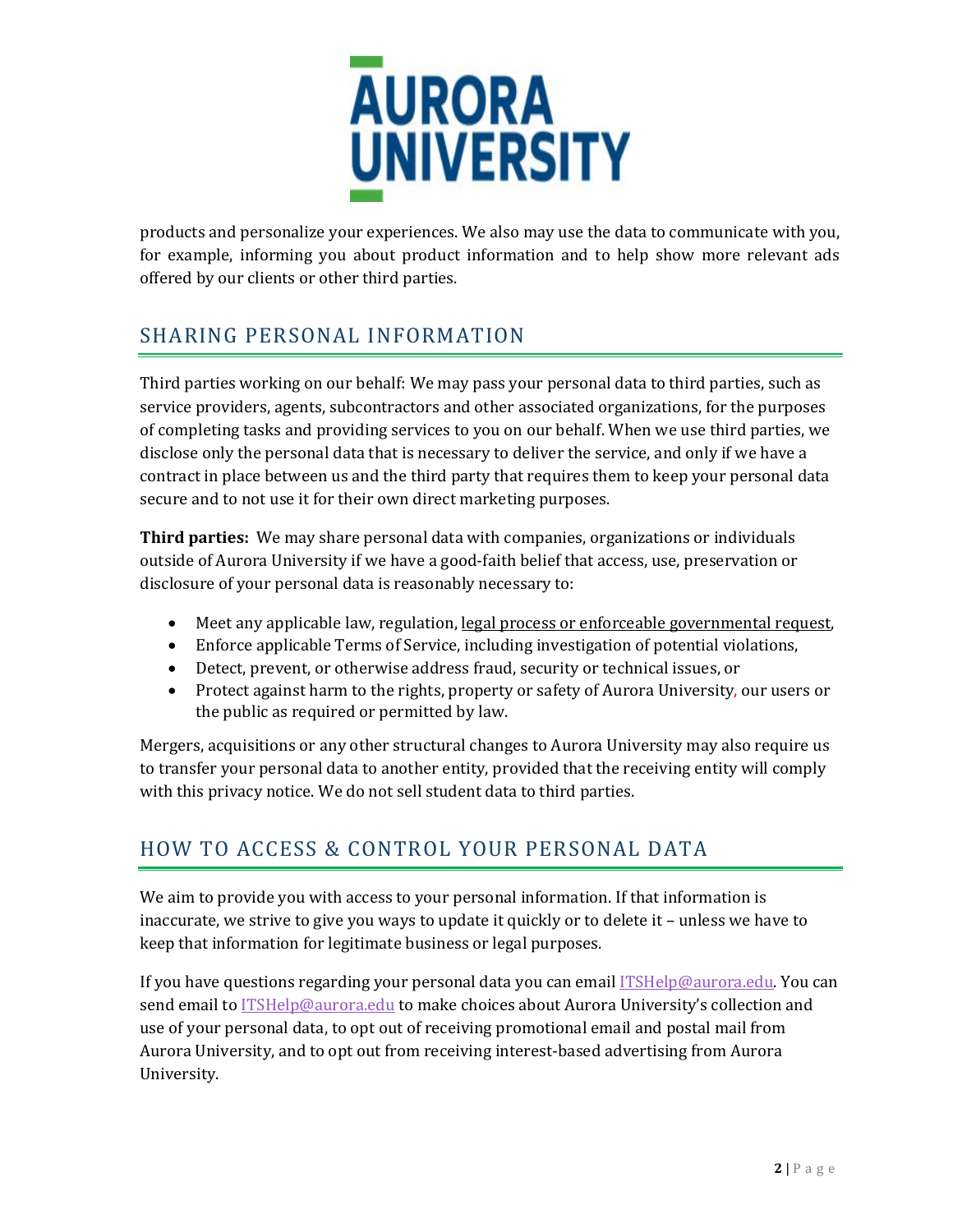products and personalize your experiences. We also may use the data to communicate with you, for example, informing you about product information and to help show more relevant ads offered by our clients or other third parties.

## SHARING PERSONAL INFORMATION

Third parties working on our behalf: We may pass your personal data to third parties, such as service providers, agents, subcontractors and other associated organizations, for the purposes of completing tasks and providing services to you on our behalf. When we use third parties, we disclose only the personal data that is necessary to deliver the service, and only if we have a contract in place between us and the third party that requires them to keep your personal data secure and to not use it for their own direct marketing purposes.

**Third parties:** We may share personal data with companies, organizations or individuals outside of Aurora University if we have a good-faith belief that access, use, preservation or disclosure of your personal data is reasonably necessary to:

- Meet any applicable law, regulation, legal process or enforceable governmental request,
- Enforce applicable Terms of Service, including investigation of potential violations,
- Detect, prevent, or otherwise address fraud, security or technical issues, or
- Protect against harm to the rights, property or safety of Aurora University, our users or the public as required or permitted by law.

Mergers, acquisitions or any other structural changes to Aurora University may also require us to transfer your personal data to another entity, provided that the receiving entity will comply with this privacy notice. We do not sell student data to third parties.

## HOW TO ACCESS & CONTROL YOUR PERSONAL DATA

We aim to provide you with access to your personal information. If that information is inaccurate, we strive to give you ways to update it quickly or to delete it – unless we have to keep that information for legitimate business or legal purposes.

If you have questions regarding your personal data you can email ITSHelp@aurora.edu. You can send email to ITSHelp@aurora.edu to make choices about Aurora University's collection and use of your personal data, to opt out of receiving promotional email and postal mail from Aurora University, and to opt out from receiving interest-based advertising from Aurora University.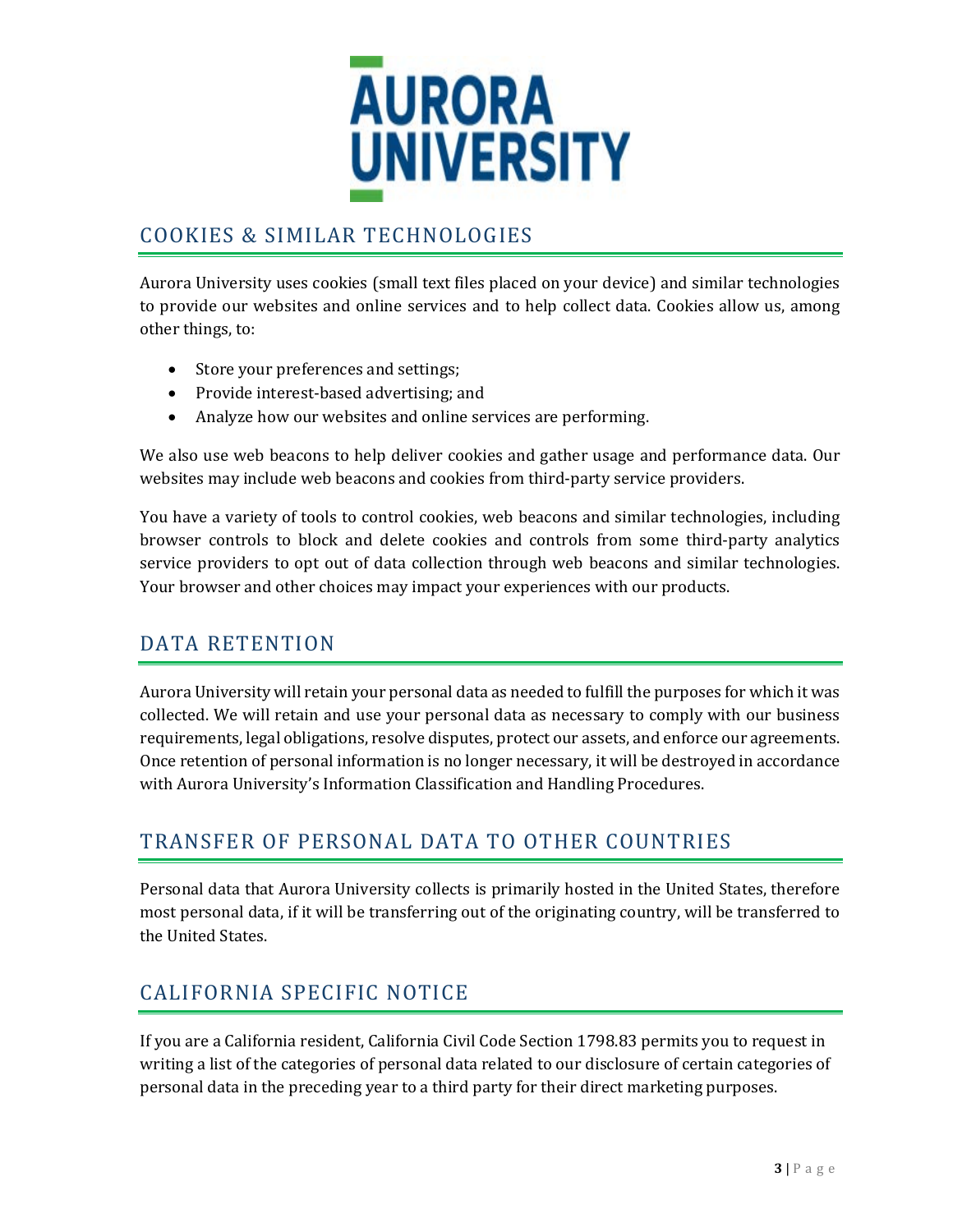## COOKIES & SIMILAR TECHNOLOGIES

Aurora University uses cookies (small text files placed on your device) and similar technologies to provide our websites and online services and to help collect data. Cookies allow us, among other things, to:

- Store your preferences and settings;
- Provide interest-based advertising; and
- Analyze how our websites and online services are performing.

We also use web beacons to help deliver cookies and gather usage and performance data. Our websites may include web beacons and cookies from third-party service providers.

You have a variety of tools to control cookies, web beacons and similar technologies, including browser controls to block and delete cookies and controls from some third-party analytics service providers to opt out of data collection through web beacons and similar technologies. Your browser and other choices may impact your experiences with our products.

## DATA RETENTION

Aurora University will retain your personal data as needed to fulfill the purposes for which it was collected. We will retain and use your personal data as necessary to comply with our business requirements, legal obligations, resolve disputes, protect our assets, and enforce our agreements. Once retention of personal information is no longer necessary, it will be destroyed in accordance with Aurora University's Information Classification and Handling Procedures.

## TRANSFER OF PERSONAL DATA TO OTHER COUNTRIES

Personal data that Aurora University collects is primarily hosted in the United States, therefore most personal data, if it will be transferring out of the originating country, will be transferred to the United States.

## CALIFORNIA SPECIFIC NOTICE

If you are a California resident, California Civil Code Section 1798.83 permits you to request in writing a list of the categories of personal data related to our disclosure of certain categories of personal data in the preceding year to a third party for their direct marketing purposes.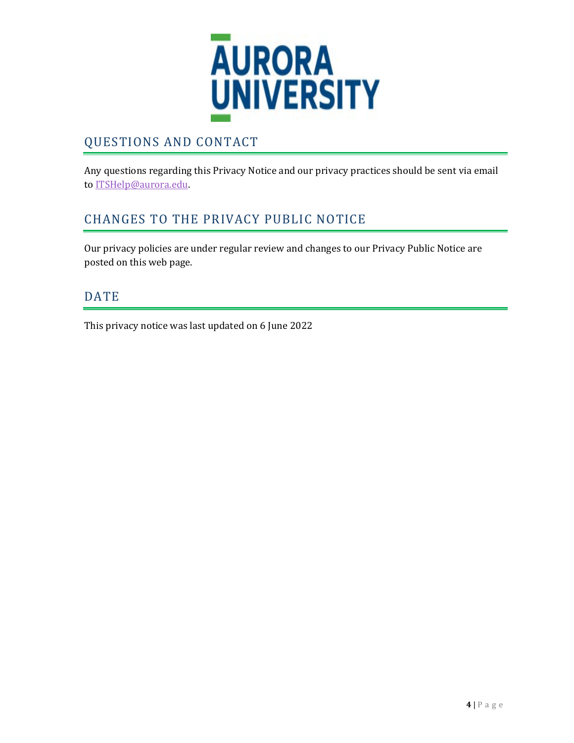## QUESTIONS AND CONTACT

Any questions regarding this Privacy Notice and our privacy practices should be sent via email to ITSHelp@aurora.edu.

## CHANGES TO THE PRIVACY PUBLIC NOTICE

Our privacy policies are under regular review and changes to our Privacy Public Notice are posted on this web page.

## DATE

This privacy notice was last updated on 6 June 2022